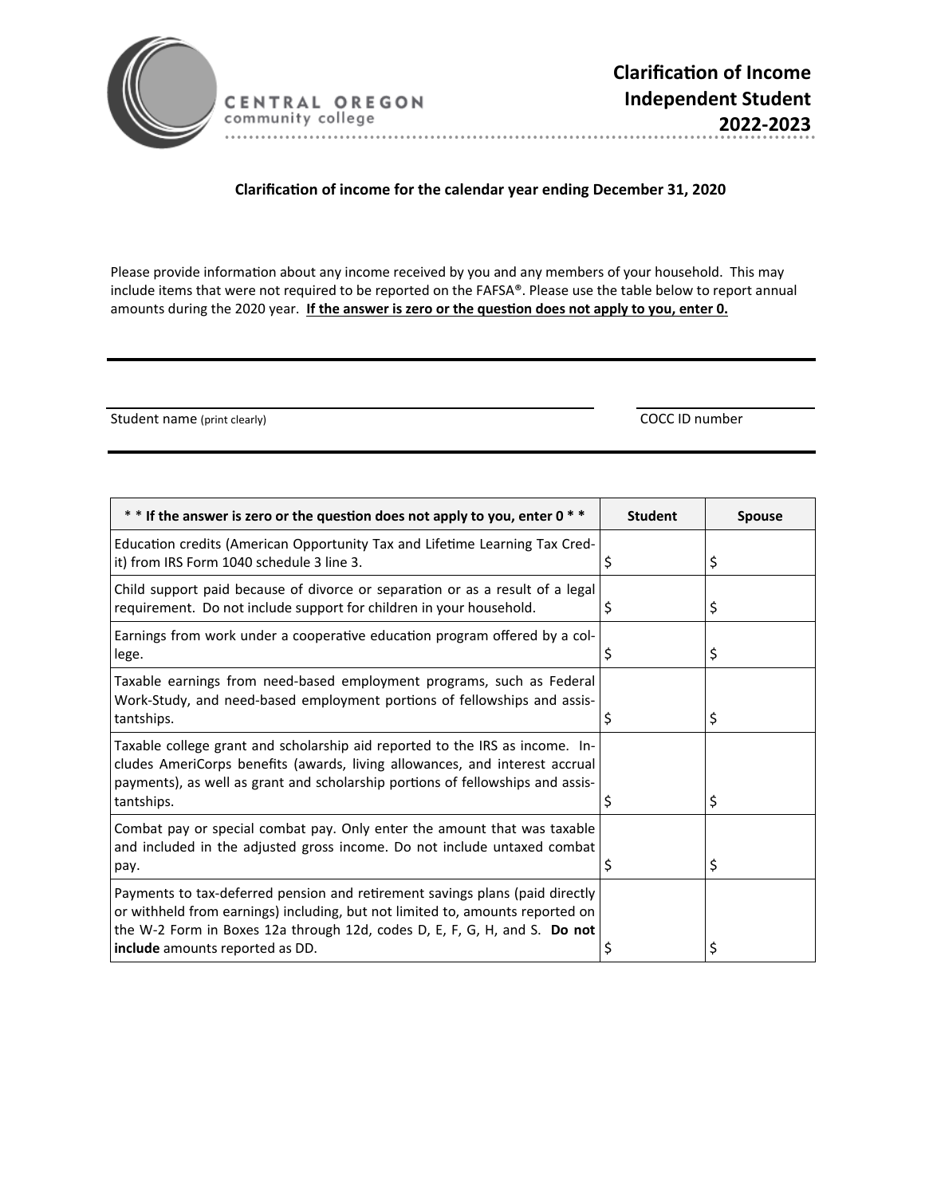CENTRAL OREGON
community college

# Clarification of Income Independent Student 2022-2023

**Clarification of income for the calendar year ending December 31, 2020**

Please provide information about any income received by you and any members of your household. This may include items that were not required to be reported on the FAFSA®. Please use the table below to report annual amounts during the 2020 year. **If the answer is zero or the question does not apply to you, enter 0.**

Student name (print clearly) ______________________ COCC ID number ______________

| * * If the answer is zero or the question does not apply to you, enter 0 * * | Student | Spouse |
|---|---|---|
| Education credits (American Opportunity Tax and Lifetime Learning Tax Credit) from IRS Form 1040 schedule 3 line 3. | $ | $ |
| Child support paid because of divorce or separation or as a result of a legal requirement. Do not include support for children in your household. | $ | $ |
| Earnings from work under a cooperative education program offered by a college. | $ | $ |
| Taxable earnings from need-based employment programs, such as Federal Work-Study, and need-based employment portions of fellowships and assistantships. | $ | $ |
| Taxable college grant and scholarship aid reported to the IRS as income. Includes AmeriCorps benefits (awards, living allowances, and interest accrual payments), as well as grant and scholarship portions of fellowships and assistantships. | $ | $ |
| Combat pay or special combat pay. Only enter the amount that was taxable and included in the adjusted gross income. Do not include untaxed combat pay. | $ | $ |
| Payments to tax-deferred pension and retirement savings plans (paid directly or withheld from earnings) including, but not limited to, amounts reported on the W-2 Form in Boxes 12a through 12d, codes D, E, F, G, H, and S. **Do not include** amounts reported as DD. | $ | $ |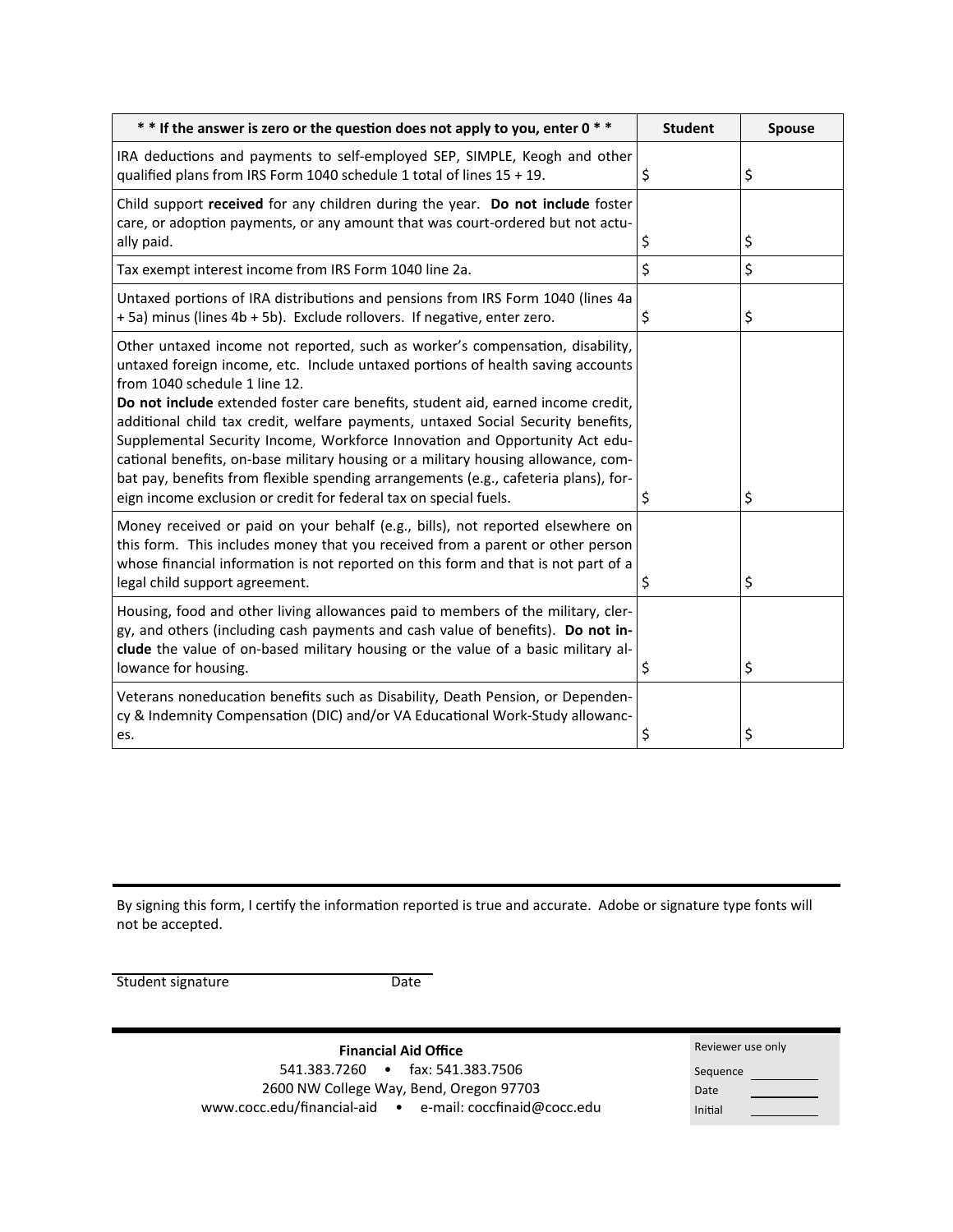| * * If the answer is zero or the question does not apply to you, enter 0 * * | Student | Spouse |
|---|---|---|
| IRA deductions and payments to self-employed SEP, SIMPLE, Keogh and other qualified plans from IRS Form 1040 schedule 1 total of lines 15 + 19. | $ | $ |
| Child support **received** for any children during the year. **Do not include** foster care, or adoption payments, or any amount that was court-ordered but not actually paid. | $ | $ |
| Tax exempt interest income from IRS Form 1040 line 2a. | $ | $ |
| Untaxed portions of IRA distributions and pensions from IRS Form 1040 (lines 4a + 5a) minus (lines 4b + 5b). Exclude rollovers. If negative, enter zero. | $ | $ |
| Other untaxed income not reported, such as worker's compensation, disability, untaxed foreign income, etc. Include untaxed portions of health saving accounts from 1040 schedule 1 line 12. **Do not include** extended foster care benefits, student aid, earned income credit, additional child tax credit, welfare payments, untaxed Social Security benefits, Supplemental Security Income, Workforce Innovation and Opportunity Act educational benefits, on-base military housing or a military housing allowance, combat pay, benefits from flexible spending arrangements (e.g., cafeteria plans), foreign income exclusion or credit for federal tax on special fuels. | $ | $ |
| Money received or paid on your behalf (e.g., bills), not reported elsewhere on this form. This includes money that you received from a parent or other person whose financial information is not reported on this form and that is not part of a legal child support agreement. | $ | $ |
| Housing, food and other living allowances paid to members of the military, clergy, and others (including cash payments and cash value of benefits). **Do not include** the value of on-based military housing or the value of a basic military allowance for housing. | $ | $ |
| Veterans noneducation benefits such as Disability, Death Pension, or Dependency & Indemnity Compensation (DIC) and/or VA Educational Work-Study allowances. | $ | $ |

By signing this form, I certify the information reported is true and accurate. Adobe or signature type fonts will not be accepted.

Student signature ____________________ Date ________

**Financial Aid Office**
541.383.7260 • fax: 541.383.7506
2600 NW College Way, Bend, Oregon 97703
www.cocc.edu/financial-aid • e-mail: coccfinaid@cocc.edu

Reviewer use only
Sequence ________
Date ________
Initial ________